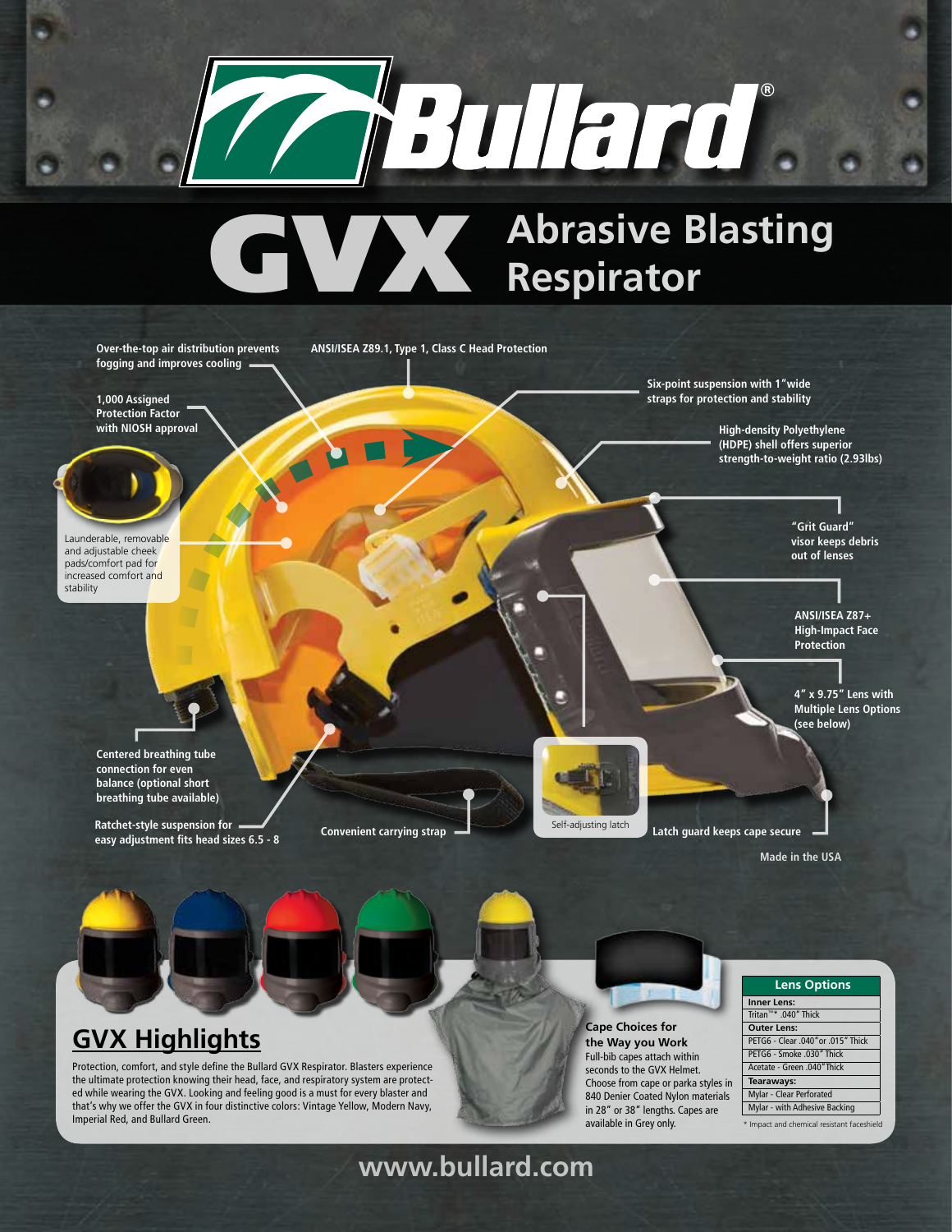# Bullard®

# GVX Abrasive Blasting Respirator

Over-the-top air distribution prevents fogging and improves cooling

ANSI/ISEA Z89.1, Type 1, Class C Head Protection

1,000 Assigned Protection Factor with NIOSH approval

Six-point suspension with 1"wide straps for protection and stability

High-density Polyethylene (HDPE) shell offers superior strength-to-weight ratio (2.93lbs)

Launderable, removable and adjustable cheek pads/comfort pad for increased comfort and stability

"Grit Guard" visor keeps debris out of lenses

ANSI/ISEA Z87+ High-Impact Face Protection

4" x 9.75" Lens with Multiple Lens Options (see below)

Centered breathing tube connection for even balance (optional short breathing tube available)

Ratchet-style suspension for easy adjustment fits head sizes 6.5 - 8

Convenient carrying strap

Self-adjusting latch

Latch guard keeps cape secure

Made in the USA

## GVX Highlights

Protection, comfort, and style define the Bullard GVX Respirator. Blasters experience the ultimate protection knowing their head, face, and respiratory system are protected while wearing the GVX. Looking and feeling good is a must for every blaster and that's why we offer the GVX in four distinctive colors: Vintage Yellow, Modern Navy, Imperial Red, and Bullard Green.

**Cape Choices for the Way you Work**

Full-bib capes attach within seconds to the GVX Helmet. Choose from cape or parka styles in 840 Denier Coated Nylon materials in 28" or 38" lengths. Capes are available in Grey only.

| Lens Options |
|---|
| **Inner Lens:** |
| Tritan™* .040" Thick |
| **Outer Lens:** |
| PETG6 - Clear .040"or .015" Thick |
| PETG6 - Smoke .030" Thick |
| Acetate - Green .040" Thick |
| **Tearaways:** |
| Mylar - Clear Perforated |
| Mylar - with Adhesive Backing |

\* Impact and chemical resistant faceshield

www.bullard.com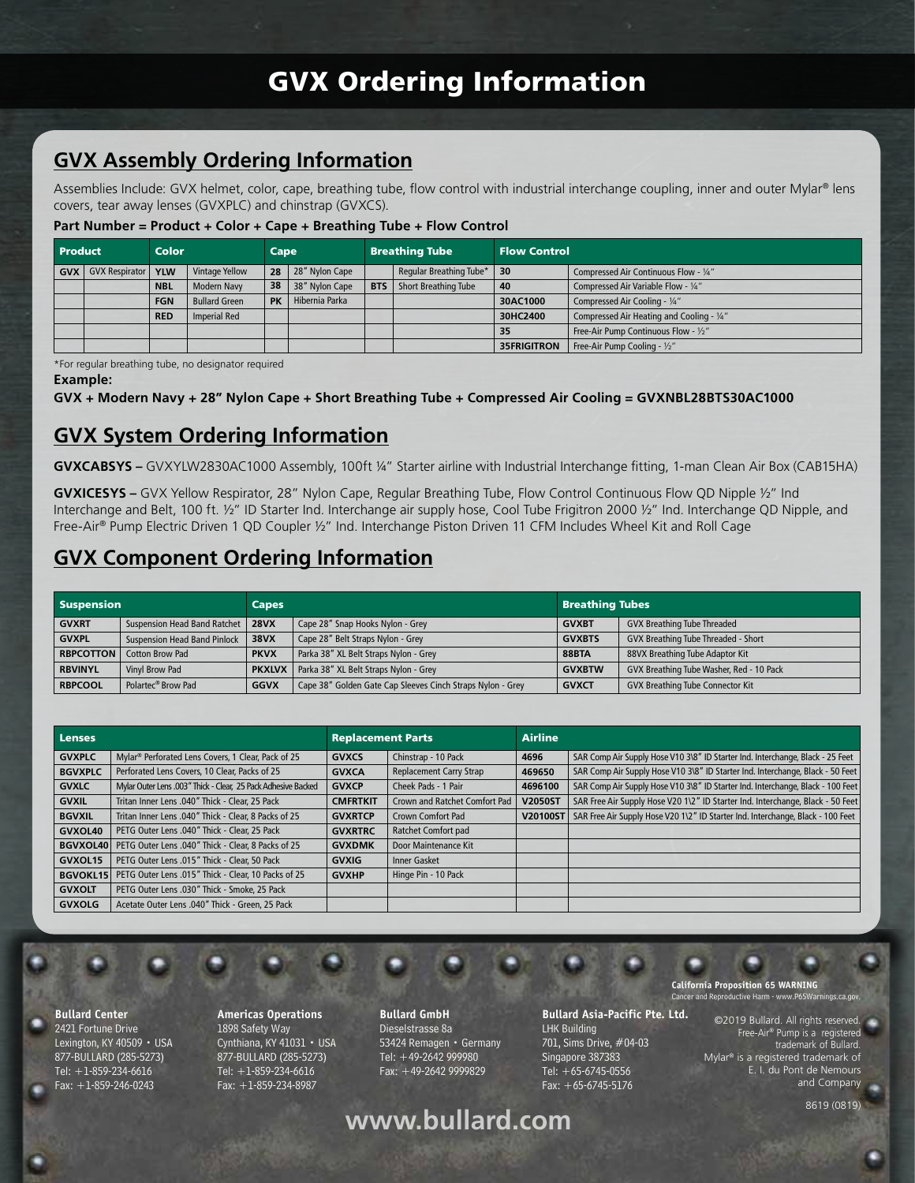# GVX Ordering Information

## GVX Assembly Ordering Information

Assemblies Include: GVX helmet, color, cape, breathing tube, flow control with industrial interchange coupling, inner and outer Mylar® lens covers, tear away lenses (GVXPLC) and chinstrap (GVXCS).

**Part Number = Product + Color + Cape + Breathing Tube + Flow Control**

| Product | | Color | | Cape | | Breathing Tube | | Flow Control | |
|---|---|---|---|---|---|---|---|---|---|
| GVX | GVX Respirator | YLW | Vintage Yellow | 28 | 28" Nylon Cape | | Regular Breathing Tube* | 30 | Compressed Air Continuous Flow - ¼" |
| | | NBL | Modern Navy | 38 | 38" Nylon Cape | BTS | Short Breathing Tube | 40 | Compressed Air Variable Flow - ¼" |
| | | FGN | Bullard Green | PK | Hibernia Parka | | | 30AC1000 | Compressed Air Cooling - ¼" |
| | | RED | Imperial Red | | | | | 30HC2400 | Compressed Air Heating and Cooling - ¼" |
| | | | | | | | | 35 | Free-Air Pump Continuous Flow - ½" |
| | | | | | | | | 35FRIGITRON | Free-Air Pump Cooling - ½" |

*For regular breathing tube, no designator required

**Example:**

**GVX + Modern Navy + 28" Nylon Cape + Short Breathing Tube + Compressed Air Cooling = GVXNBL28BTS30AC1000**

## GVX System Ordering Information

**GVXCABSYS –** GVXYLW2830AC1000 Assembly, 100ft ¼" Starter airline with Industrial Interchange fitting, 1-man Clean Air Box (CAB15HA)

**GVXICESYS –** GVX Yellow Respirator, 28" Nylon Cape, Regular Breathing Tube, Flow Control Continuous Flow QD Nipple ½" Ind Interchange and Belt, 100 ft. ½" ID Starter Ind. Interchange air supply hose, Cool Tube Frigitron 2000 ½" Ind. Interchange QD Nipple, and Free-Air® Pump Electric Driven 1 QD Coupler ½" Ind. Interchange Piston Driven 11 CFM Includes Wheel Kit and Roll Cage

## GVX Component Ordering Information

| Suspension | | Capes | | Breathing Tubes | |
|---|---|---|---|---|---|
| GVXRT | Suspension Head Band Ratchet | 28VX | Cape 28" Snap Hooks Nylon - Grey | GVXBT | GVX Breathing Tube Threaded |
| GVXPL | Suspension Head Band Pinlock | 38VX | Cape 28" Belt Straps Nylon - Grey | GVXBTS | GVX Breathing Tube Threaded - Short |
| RBPCOTTON | Cotton Brow Pad | PKVX | Parka 38" XL Belt Straps Nylon - Grey | 88BTA | 88VX Breathing Tube Adaptor Kit |
| RBVINYL | Vinyl Brow Pad | PKXLVX | Parka 38" XL Belt Straps Nylon - Grey | GVXBTW | GVX Breathing Tube Washer, Red - 10 Pack |
| RBPCOOL | Polartec® Brow Pad | GGVX | Cape 38" Golden Gate Cap Sleeves Cinch Straps Nylon - Grey | GVXCT | GVX Breathing Tube Connector Kit |

| Lenses | | Replacement Parts | | Airline | |
|---|---|---|---|---|---|
| GVXPLC | Mylar® Perforated Lens Covers, 1 Clear, Pack of 25 | GVXCS | Chinstrap - 10 Pack | 4696 | SAR Comp Air Supply Hose V10 3\8" ID Starter Ind. Interchange, Black - 25 Feet |
| BGVXPLC | Perforated Lens Covers, 10 Clear, Packs of 25 | GVXCA | Replacement Carry Strap | 469650 | SAR Comp Air Supply Hose V10 3\8" ID Starter Ind. Interchange, Black - 50 Feet |
| GVXLC | Mylar Outer Lens .003" Thick - Clear, 25 Pack Adhesive Backed | GVXCP | Cheek Pads - 1 Pair | 4696100 | SAR Comp Air Supply Hose V10 3\8" ID Starter Ind. Interchange, Black - 100 Feet |
| GVXIL | Tritan Inner Lens .040" Thick - Clear, 25 Pack | CMFRTKIT | Crown and Ratchet Comfort Pad | V2050ST | SAR Free Air Supply Hose V20 1\2" ID Starter Ind. Interchange, Black - 50 Feet |
| BGVXIL | Tritan Inner Lens .040" Thick - Clear, 8 Packs of 25 | GVXRTCP | Crown Comfort Pad | V20100ST | SAR Free Air Supply Hose V20 1\2" ID Starter Ind. Interchange, Black - 100 Feet |
| GVXOL40 | PETG Outer Lens .040" Thick - Clear, 25 Pack | GVXRTRC | Ratchet Comfort pad | | |
| BGVXOL40 | PETG Outer Lens .040" Thick - Clear, 8 Packs of 25 | GVXDMK | Door Maintenance Kit | | |
| GVXOL15 | PETG Outer Lens .015" Thick - Clear, 50 Pack | GVXIG | Inner Gasket | | |
| BGVOKL15 | PETG Outer Lens .015" Thick - Clear, 10 Packs of 25 | GVXHP | Hinge Pin - 10 Pack | | |
| GVXOLT | PETG Outer Lens .030" Thick - Smoke, 25 Pack | | | | |
| GVXOLG | Acetate Outer Lens .040" Thick - Green, 25 Pack | | | | |

**Bullard Center**
2421 Fortune Drive
Lexington, KY 40509 • USA
877-BULLARD (285-5273)
Tel: +1-859-234-6616
Fax: +1-859-246-0243

**Americas Operations**
1898 Safety Way
Cynthiana, KY 41031 • USA
877-BULLARD (285-5273)
Tel: +1-859-234-6616
Fax: +1-859-234-8987

**Bullard GmbH**
Dieselstrasse 8a
53424 Remagen • Germany
Tel: +49-2642 999980
Fax: +49-2642 9999829

**Bullard Asia-Pacific Pte. Ltd.**
LHK Building
701, Sims Drive, #04-03
Singapore 387383
Tel: +65-6745-0556
Fax: +65-6745-5176

**California Proposition 65 WARNING**
Cancer and Reproductive Harm - www.P65Warnings.ca.gov.

©2019 Bullard. All rights reserved.
Free-Air® Pump is a registered trademark of Bullard.
Mylar® is a registered trademark of E. I. du Pont de Nemours and Company

8619 (0819)

**www.bullard.com**